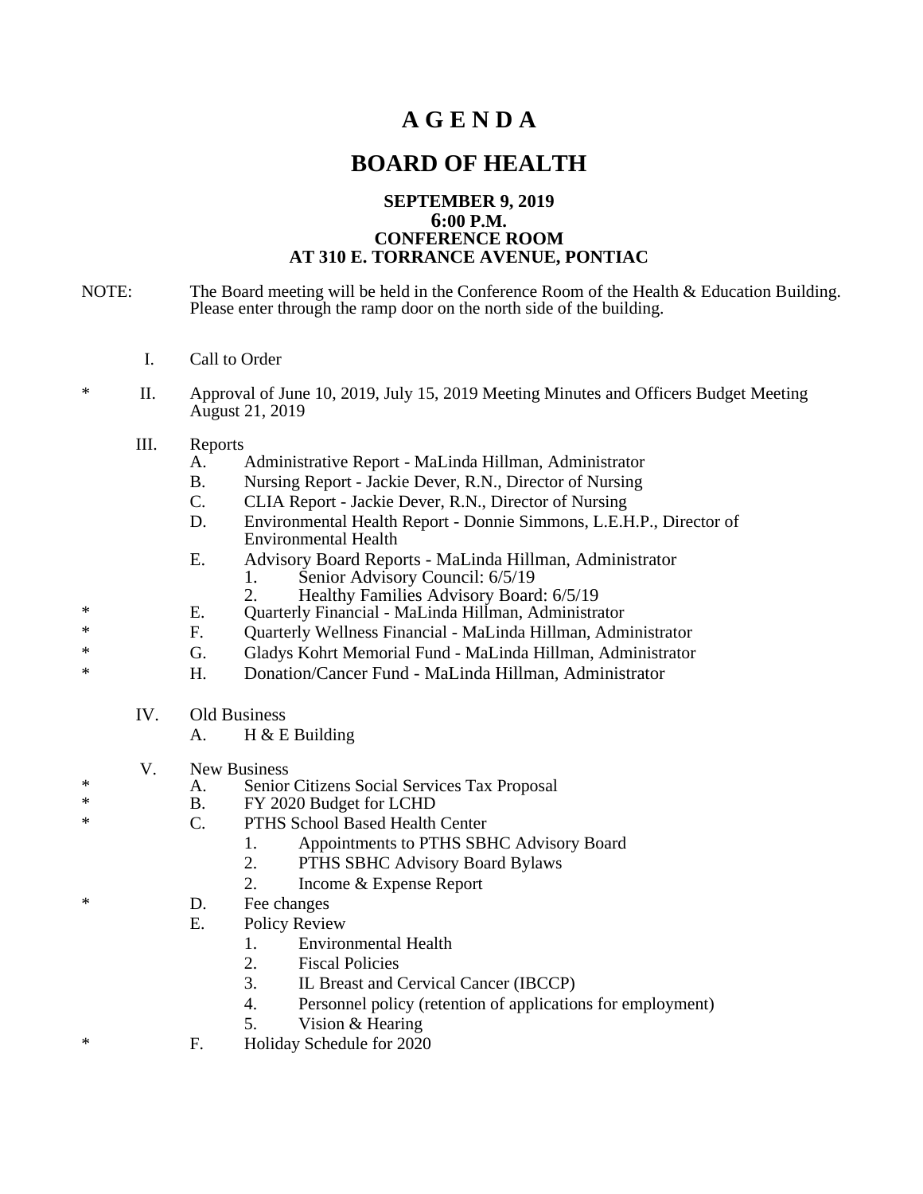# A G E N D A

# BOARD OF HEALTH

**SEPTEMBER 9, 2019**
**6:00 P.M.**
**CONFERENCE ROOM**
**AT 310 E. TORRANCE AVENUE, PONTIAC**

NOTE: The Board meeting will be held in the Conference Room of the Health & Education Building. Please enter through the ramp door on the north side of the building.

I. Call to Order

\* II. Approval of June 10, 2019, July 15, 2019 Meeting Minutes and Officers Budget Meeting August 21, 2019

III. Reports
- A. Administrative Report - MaLinda Hillman, Administrator
- B. Nursing Report - Jackie Dever, R.N., Director of Nursing
- C. CLIA Report - Jackie Dever, R.N., Director of Nursing
- D. Environmental Health Report - Donnie Simmons, L.E.H.P., Director of Environmental Health
- E. Advisory Board Reports - MaLinda Hillman, Administrator
  1. Senior Advisory Council: 6/5/19
  2. Healthy Families Advisory Board: 6/5/19
- \* E. Quarterly Financial - MaLinda Hillman, Administrator
- \* F. Quarterly Wellness Financial - MaLinda Hillman, Administrator
- \* G. Gladys Kohrt Memorial Fund - MaLinda Hillman, Administrator
- \* H. Donation/Cancer Fund - MaLinda Hillman, Administrator

IV. Old Business
- A. H & E Building

V. New Business
- \* A. Senior Citizens Social Services Tax Proposal
- \* B. FY 2020 Budget for LCHD
- \* C. PTHS School Based Health Center
  1. Appointments to PTHS SBHC Advisory Board
  2. PTHS SBHC Advisory Board Bylaws
  2. Income & Expense Report
- \* D. Fee changes
- E. Policy Review
  1. Environmental Health
  2. Fiscal Policies
  3. IL Breast and Cervical Cancer (IBCCP)
  4. Personnel policy (retention of applications for employment)
  5. Vision & Hearing
- \* F. Holiday Schedule for 2020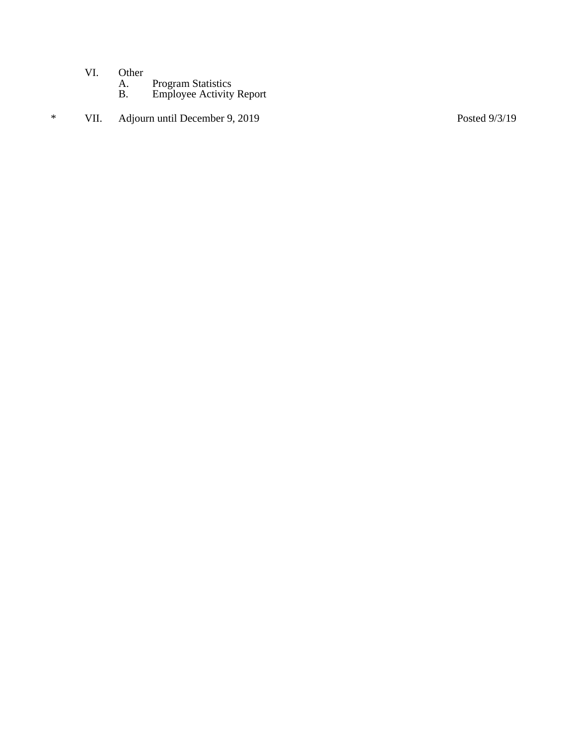VI. Other
  A. Program Statistics
  B. Employee Activity Report

* VII. Adjourn until December 9, 2019 Posted 9/3/19